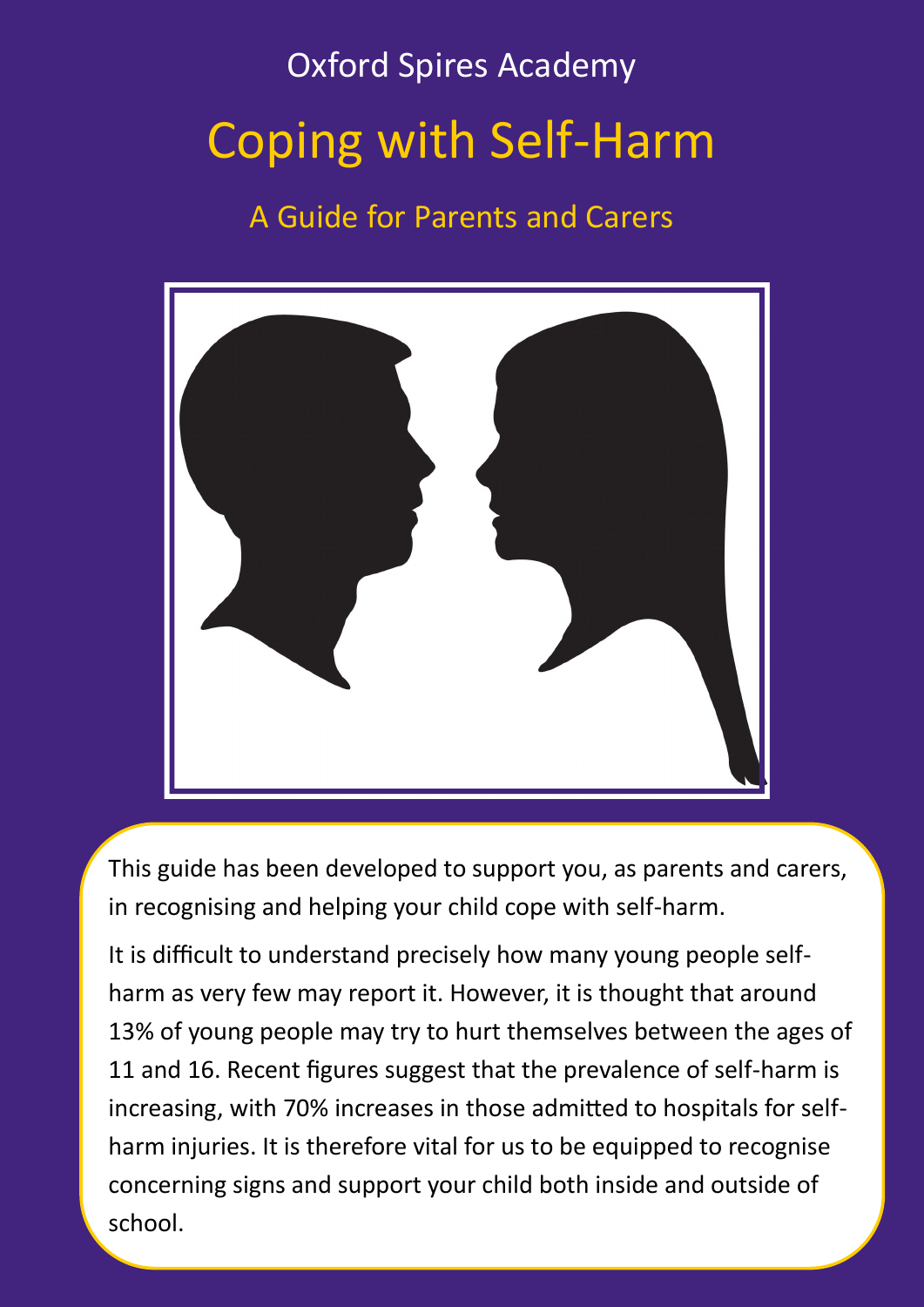Oxford Spires Academy

# Coping with Self-Harm

## A Guide for Parents and Carers

This guide has been developed to support you, as parents and carers, in recognising and helping your child cope with self-harm.

It is difficult to understand precisely how many young people self-harm as very few may report it. However, it is thought that around 13% of young people may try to hurt themselves between the ages of 11 and 16. Recent figures suggest that the prevalence of self-harm is increasing, with 70% increases in those admitted to hospitals for self-harm injuries. It is therefore vital for us to be equipped to recognise concerning signs and support your child both inside and outside of school.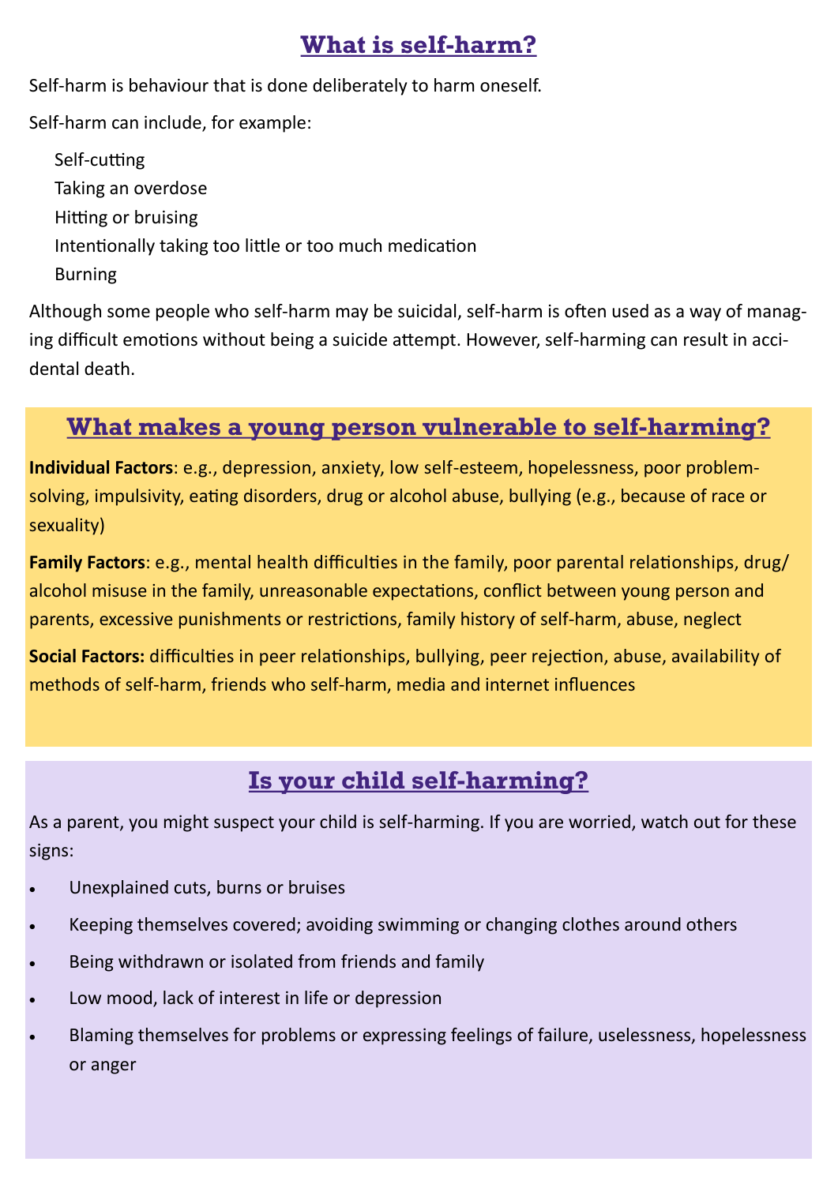## What is self-harm?

Self-harm is behaviour that is done deliberately to harm oneself.

Self-harm can include, for example:

- Self-cutting
- Taking an overdose
- Hitting or bruising
- Intentionally taking too little or too much medication
- Burning

Although some people who self-harm may be suicidal, self-harm is often used as a way of managing difficult emotions without being a suicide attempt. However, self-harming can result in accidental death.

## What makes a young person vulnerable to self-harming?

**Individual Factors**: e.g., depression, anxiety, low self-esteem, hopelessness, poor problem-solving, impulsivity, eating disorders, drug or alcohol abuse, bullying (e.g., because of race or sexuality)

**Family Factors**: e.g., mental health difficulties in the family, poor parental relationships, drug/alcohol misuse in the family, unreasonable expectations, conflict between young person and parents, excessive punishments or restrictions, family history of self-harm, abuse, neglect

**Social Factors:** difficulties in peer relationships, bullying, peer rejection, abuse, availability of methods of self-harm, friends who self-harm, media and internet influences

## Is your child self-harming?

As a parent, you might suspect your child is self-harming. If you are worried, watch out for these signs:

- Unexplained cuts, burns or bruises
- Keeping themselves covered; avoiding swimming or changing clothes around others
- Being withdrawn or isolated from friends and family
- Low mood, lack of interest in life or depression
- Blaming themselves for problems or expressing feelings of failure, uselessness, hopelessness or anger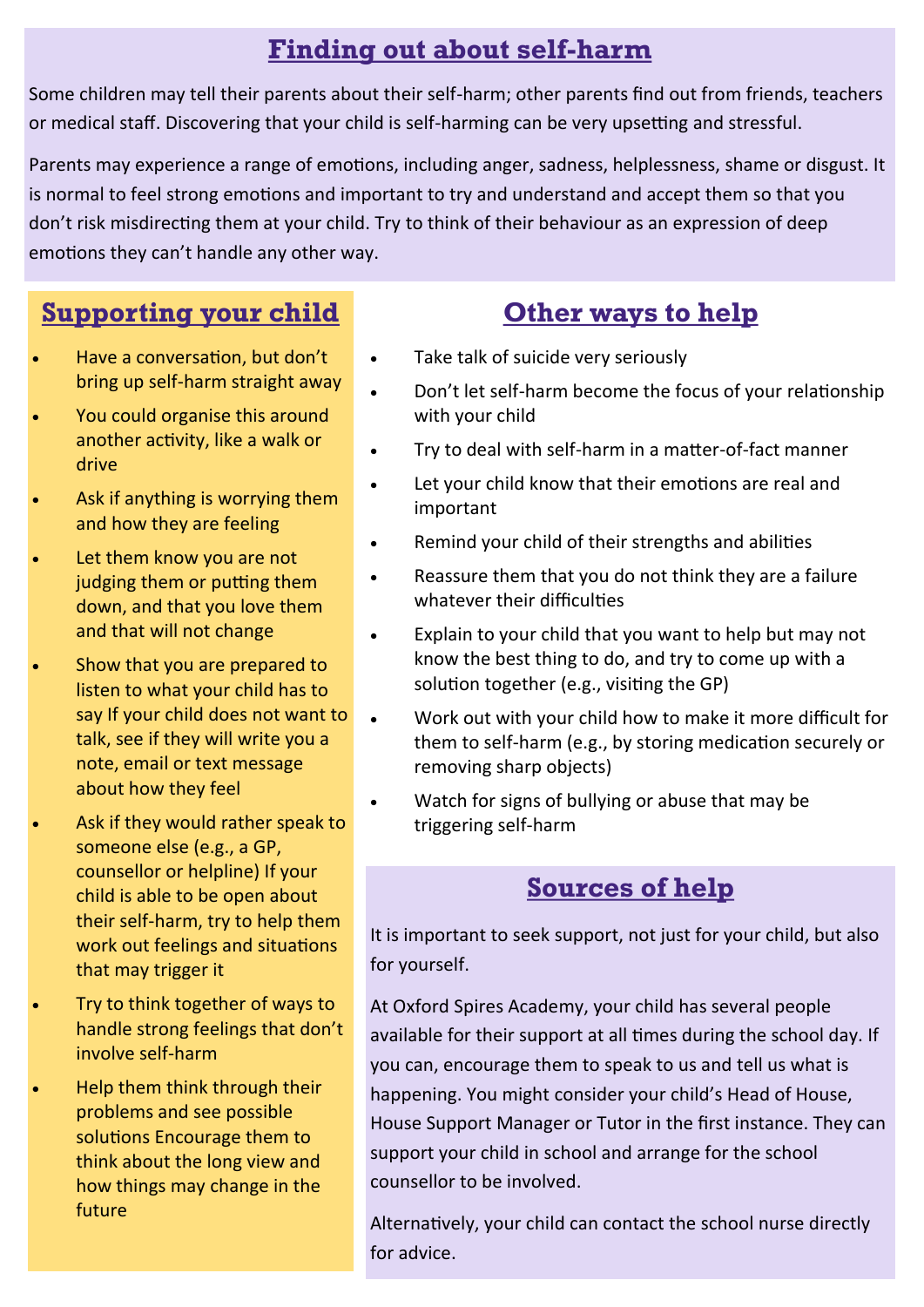## Finding out about self-harm

Some children may tell their parents about their self-harm; other parents find out from friends, teachers or medical staff. Discovering that your child is self-harming can be very upsetting and stressful.

Parents may experience a range of emotions, including anger, sadness, helplessness, shame or disgust. It is normal to feel strong emotions and important to try and understand and accept them so that you don't risk misdirecting them at your child. Try to think of their behaviour as an expression of deep emotions they can't handle any other way.

## Supporting your child

- Have a conversation, but don't bring up self-harm straight away
- You could organise this around another activity, like a walk or drive
- Ask if anything is worrying them and how they are feeling
- Let them know you are not judging them or putting them down, and that you love them and that will not change
- Show that you are prepared to listen to what your child has to say If your child does not want to talk, see if they will write you a note, email or text message about how they feel
- Ask if they would rather speak to someone else (e.g., a GP, counsellor or helpline) If your child is able to be open about their self-harm, try to help them work out feelings and situations that may trigger it
- Try to think together of ways to handle strong feelings that don't involve self-harm
- Help them think through their problems and see possible solutions Encourage them to think about the long view and how things may change in the future

## Other ways to help

- Take talk of suicide very seriously
- Don't let self-harm become the focus of your relationship with your child
- Try to deal with self-harm in a matter-of-fact manner
- Let your child know that their emotions are real and important
- Remind your child of their strengths and abilities
- Reassure them that you do not think they are a failure whatever their difficulties
- Explain to your child that you want to help but may not know the best thing to do, and try to come up with a solution together (e.g., visiting the GP)
- Work out with your child how to make it more difficult for them to self-harm (e.g., by storing medication securely or removing sharp objects)
- Watch for signs of bullying or abuse that may be triggering self-harm

## Sources of help

It is important to seek support, not just for your child, but also for yourself.

At Oxford Spires Academy, your child has several people available for their support at all times during the school day. If you can, encourage them to speak to us and tell us what is happening. You might consider your child's Head of House, House Support Manager or Tutor in the first instance. They can support your child in school and arrange for the school counsellor to be involved.

Alternatively, your child can contact the school nurse directly for advice.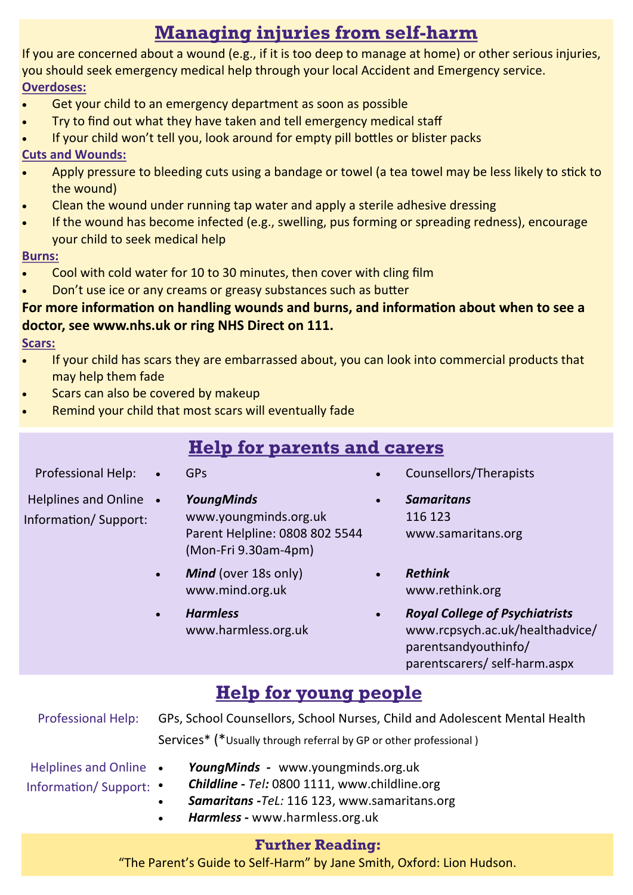# Managing injuries from self-harm

If you are concerned about a wound (e.g., if it is too deep to manage at home) or other serious injuries, you should seek emergency medical help through your local Accident and Emergency service.

**Overdoses:**

- Get your child to an emergency department as soon as possible
- Try to find out what they have taken and tell emergency medical staff
- If your child won't tell you, look around for empty pill bottles or blister packs

**Cuts and Wounds:**

- Apply pressure to bleeding cuts using a bandage or towel (a tea towel may be less likely to stick to the wound)
- Clean the wound under running tap water and apply a sterile adhesive dressing
- If the wound has become infected (e.g., swelling, pus forming or spreading redness), encourage your child to seek medical help

**Burns:**

- Cool with cold water for 10 to 30 minutes, then cover with cling film
- Don't use ice or any creams or greasy substances such as butter

**For more information on handling wounds and burns, and information about when to see a doctor, see www.nhs.uk or ring NHS Direct on 111.**

**Scars:**

- If your child has scars they are embarrassed about, you can look into commercial products that may help them fade
- Scars can also be covered by makeup
- Remind your child that most scars will eventually fade

# Help for parents and carers

Professional Help:

- GPs
- Counsellors/Therapists

Helplines and Online Information/ Support:

- ***YoungMinds***
  www.youngminds.org.uk
  Parent Helpline: 0808 802 5544
  (Mon-Fri 9.30am-4pm)
- ***Samaritans***
  116 123
  www.samaritans.org
- ***Mind*** (over 18s only)
  www.mind.org.uk
- ***Rethink***
  www.rethink.org
- ***Harmless***
  www.harmless.org.uk
- ***Royal College of Psychiatrists***
  www.rcpsych.ac.uk/healthadvice/parentsandyouthinfo/parentscarers/ self-harm.aspx

# Help for young people

Professional Help: GPs, School Counsellors, School Nurses, Child and Adolescent Mental Health Services* (*Usually through referral by GP or other professional )

Helplines and Online Information/ Support:

- ***YoungMinds -*** www.youngminds.org.uk
- ***Childline -*** *Tel:* 0800 1111, www.childline.org
- ***Samaritans -*** *TeL:* 116 123, www.samaritans.org
- ***Harmless -*** www.harmless.org.uk

**Further Reading:**

"The Parent's Guide to Self-Harm" by Jane Smith, Oxford: Lion Hudson.